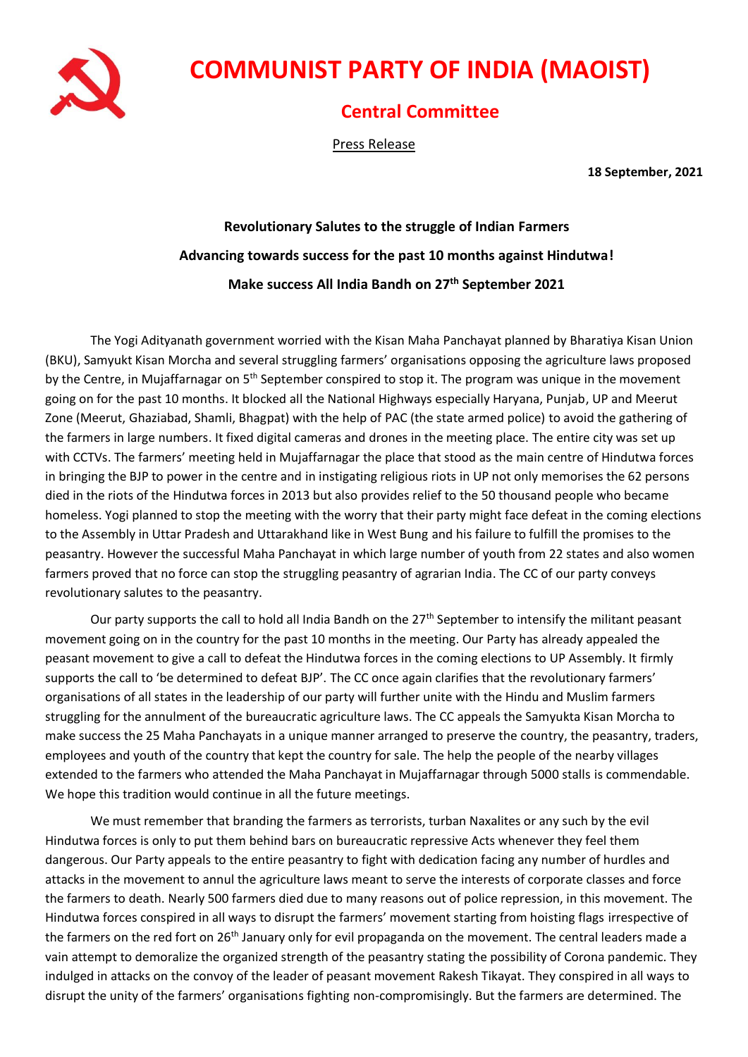# COMMUNIST PARTY OF INDIA (MAOIST)

## Central Committee

Press Release

**18 September, 2021**

**Revolutionary Salutes to the struggle of Indian Farmers**

**Advancing towards success for the past 10 months against Hindutwa!**

**Make success All India Bandh on 27th September 2021**

The Yogi Adityanath government worried with the Kisan Maha Panchayat planned by Bharatiya Kisan Union (BKU), Samyukt Kisan Morcha and several struggling farmers' organisations opposing the agriculture laws proposed by the Centre, in Mujaffarnagar on 5th September conspired to stop it. The program was unique in the movement going on for the past 10 months. It blocked all the National Highways especially Haryana, Punjab, UP and Meerut Zone (Meerut, Ghaziabad, Shamli, Bhagpat) with the help of PAC (the state armed police) to avoid the gathering of the farmers in large numbers. It fixed digital cameras and drones in the meeting place. The entire city was set up with CCTVs. The farmers' meeting held in Mujaffarnagar the place that stood as the main centre of Hindutwa forces in bringing the BJP to power in the centre and in instigating religious riots in UP not only memorises the 62 persons died in the riots of the Hindutwa forces in 2013 but also provides relief to the 50 thousand people who became homeless. Yogi planned to stop the meeting with the worry that their party might face defeat in the coming elections to the Assembly in Uttar Pradesh and Uttarakhand like in West Bung and his failure to fulfill the promises to the peasantry. However the successful Maha Panchayat in which large number of youth from 22 states and also women farmers proved that no force can stop the struggling peasantry of agrarian India. The CC of our party conveys revolutionary salutes to the peasantry.

Our party supports the call to hold all India Bandh on the 27th September to intensify the militant peasant movement going on in the country for the past 10 months in the meeting. Our Party has already appealed the peasant movement to give a call to defeat the Hindutwa forces in the coming elections to UP Assembly. It firmly supports the call to 'be determined to defeat BJP'. The CC once again clarifies that the revolutionary farmers' organisations of all states in the leadership of our party will further unite with the Hindu and Muslim farmers struggling for the annulment of the bureaucratic agriculture laws. The CC appeals the Samyukta Kisan Morcha to make success the 25 Maha Panchayats in a unique manner arranged to preserve the country, the peasantry, traders, employees and youth of the country that kept the country for sale. The help the people of the nearby villages extended to the farmers who attended the Maha Panchayat in Mujaffarnagar through 5000 stalls is commendable. We hope this tradition would continue in all the future meetings.

We must remember that branding the farmers as terrorists, turban Naxalites or any such by the evil Hindutwa forces is only to put them behind bars on bureaucratic repressive Acts whenever they feel them dangerous. Our Party appeals to the entire peasantry to fight with dedication facing any number of hurdles and attacks in the movement to annul the agriculture laws meant to serve the interests of corporate classes and force the farmers to death. Nearly 500 farmers died due to many reasons out of police repression, in this movement. The Hindutwa forces conspired in all ways to disrupt the farmers' movement starting from hoisting flags irrespective of the farmers on the red fort on 26th January only for evil propaganda on the movement. The central leaders made a vain attempt to demoralize the organized strength of the peasantry stating the possibility of Corona pandemic. They indulged in attacks on the convoy of the leader of peasant movement Rakesh Tikayat. They conspired in all ways to disrupt the unity of the farmers' organisations fighting non-compromisingly. But the farmers are determined. The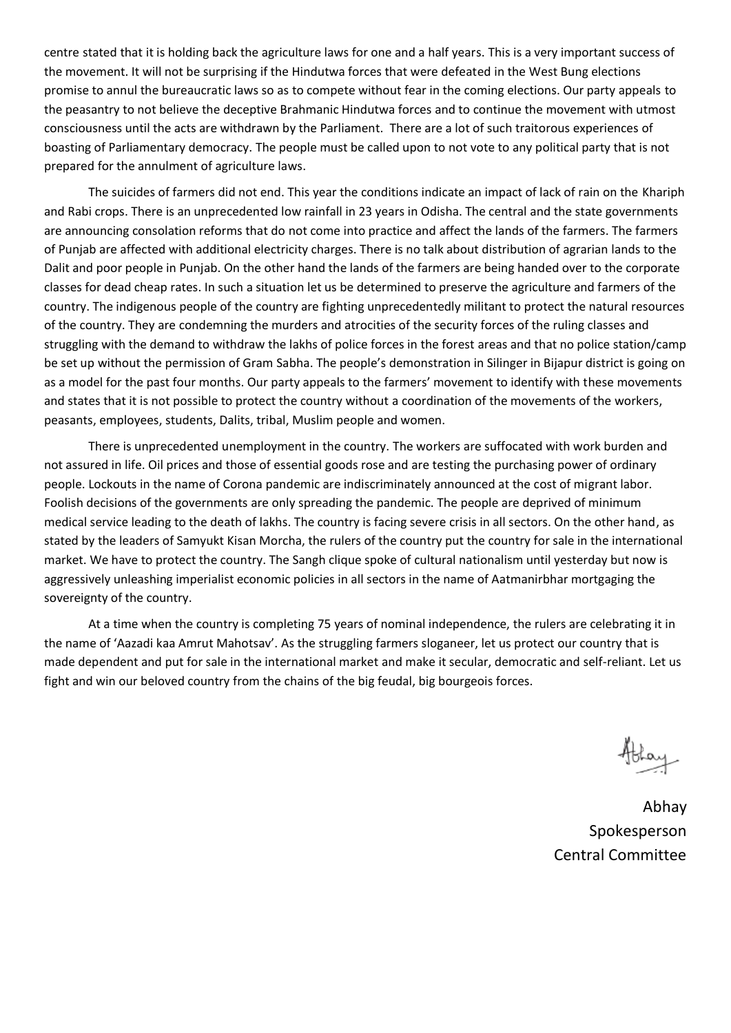centre stated that it is holding back the agriculture laws for one and a half years. This is a very important success of the movement. It will not be surprising if the Hindutwa forces that were defeated in the West Bung elections promise to annul the bureaucratic laws so as to compete without fear in the coming elections. Our party appeals to the peasantry to not believe the deceptive Brahmanic Hindutwa forces and to continue the movement with utmost consciousness until the acts are withdrawn by the Parliament. There are a lot of such traitorous experiences of boasting of Parliamentary democracy. The people must be called upon to not vote to any political party that is not prepared for the annulment of agriculture laws.

The suicides of farmers did not end. This year the conditions indicate an impact of lack of rain on the Khariph and Rabi crops. There is an unprecedented low rainfall in 23 years in Odisha. The central and the state governments are announcing consolation reforms that do not come into practice and affect the lands of the farmers. The farmers of Punjab are affected with additional electricity charges. There is no talk about distribution of agrarian lands to the Dalit and poor people in Punjab. On the other hand the lands of the farmers are being handed over to the corporate classes for dead cheap rates. In such a situation let us be determined to preserve the agriculture and farmers of the country. The indigenous people of the country are fighting unprecedentedly militant to protect the natural resources of the country. They are condemning the murders and atrocities of the security forces of the ruling classes and struggling with the demand to withdraw the lakhs of police forces in the forest areas and that no police station/camp be set up without the permission of Gram Sabha. The people's demonstration in Silinger in Bijapur district is going on as a model for the past four months. Our party appeals to the farmers' movement to identify with these movements and states that it is not possible to protect the country without a coordination of the movements of the workers, peasants, employees, students, Dalits, tribal, Muslim people and women.

There is unprecedented unemployment in the country. The workers are suffocated with work burden and not assured in life. Oil prices and those of essential goods rose and are testing the purchasing power of ordinary people. Lockouts in the name of Corona pandemic are indiscriminately announced at the cost of migrant labor. Foolish decisions of the governments are only spreading the pandemic. The people are deprived of minimum medical service leading to the death of lakhs. The country is facing severe crisis in all sectors. On the other hand, as stated by the leaders of Samyukt Kisan Morcha, the rulers of the country put the country for sale in the international market. We have to protect the country. The Sangh clique spoke of cultural nationalism until yesterday but now is aggressively unleashing imperialist economic policies in all sectors in the name of Aatmanirbhar mortgaging the sovereignty of the country.

At a time when the country is completing 75 years of nominal independence, the rulers are celebrating it in the name of 'Aazadi kaa Amrut Mahotsav'. As the struggling farmers sloganeer, let us protect our country that is made dependent and put for sale in the international market and make it secular, democratic and self-reliant. Let us fight and win our beloved country from the chains of the big feudal, big bourgeois forces.

Abhay
Spokesperson
Central Committee